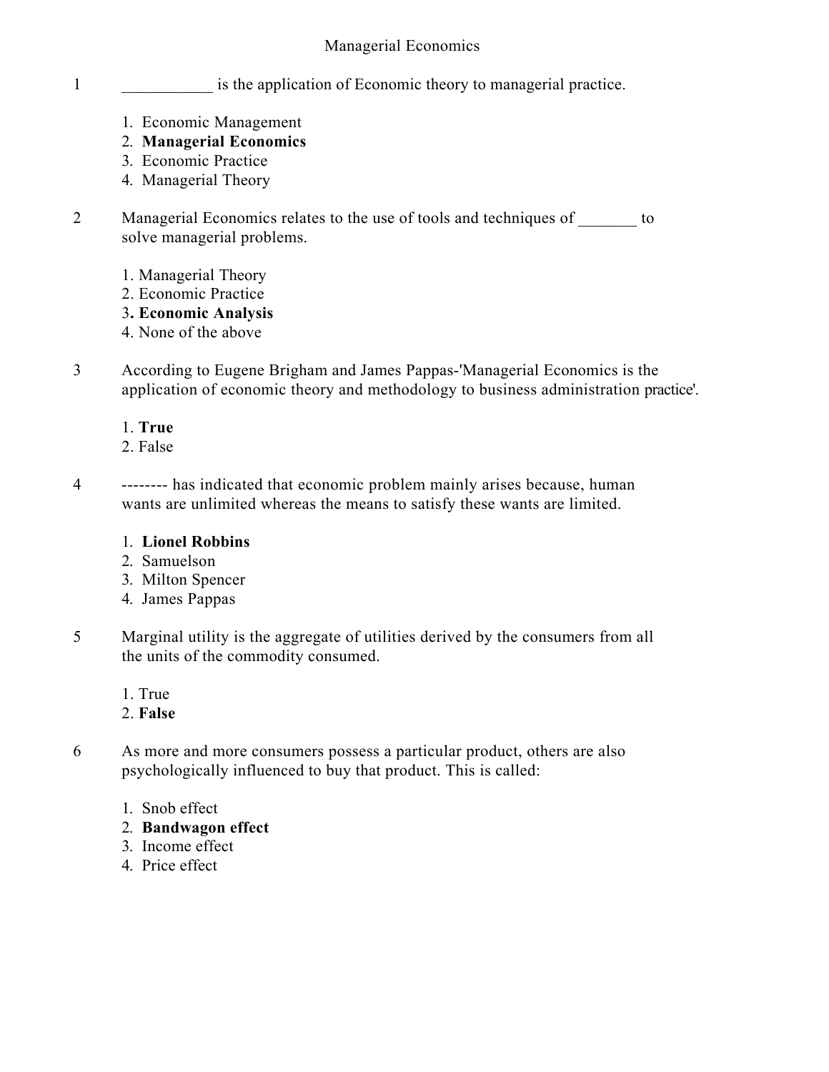# Managerial Economics

1 ___________ is the application of Economic theory to managerial practice.

1. Economic Management
2. **Managerial Economics**
3. Economic Practice
4. Managerial Theory

2 Managerial Economics relates to the use of tools and techniques of _______ to solve managerial problems.

1. Managerial Theory
2. Economic Practice
3. **Economic Analysis**
4. None of the above

3 According to Eugene Brigham and James Pappas-'Managerial Economics is the application of economic theory and methodology to business administration practice'.

1. **True**
2. False

4 -------- has indicated that economic problem mainly arises because, human wants are unlimited whereas the means to satisfy these wants are limited.

1. **Lionel Robbins**
2. Samuelson
3. Milton Spencer
4. James Pappas

5 Marginal utility is the aggregate of utilities derived by the consumers from all the units of the commodity consumed.

1. True
2. **False**

6 As more and more consumers possess a particular product, others are also psychologically influenced to buy that product. This is called:

1. Snob effect
2. **Bandwagon effect**
3. Income effect
4. Price effect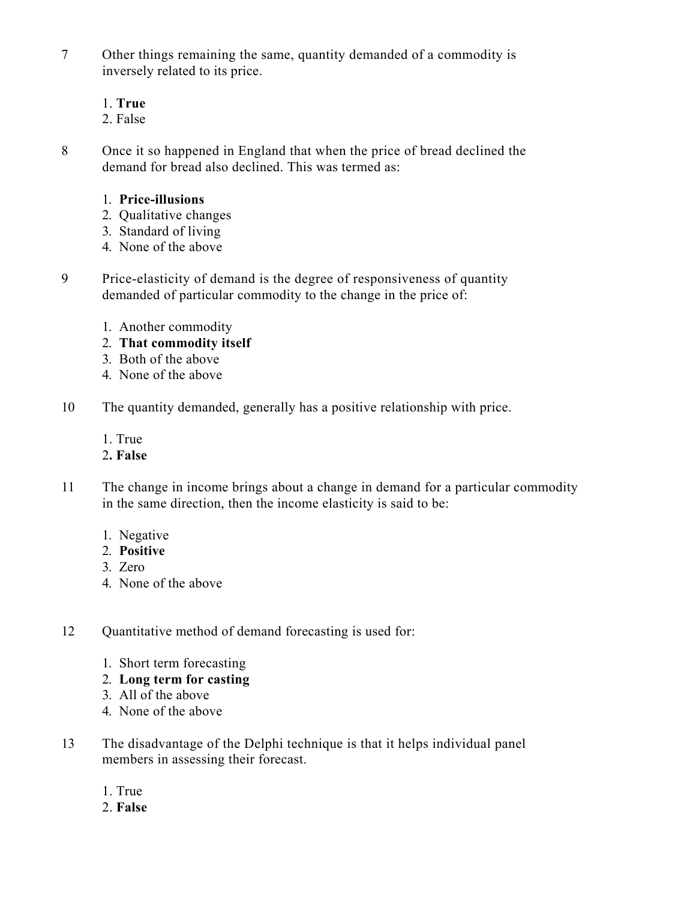7 Other things remaining the same, quantity demanded of a commodity is inversely related to its price.

1. **True**
2. False

8 Once it so happened in England that when the price of bread declined the demand for bread also declined. This was termed as:

1. **Price-illusions**
2. Qualitative changes
3. Standard of living
4. None of the above

9 Price-elasticity of demand is the degree of responsiveness of quantity demanded of particular commodity to the change in the price of:

1. Another commodity
2. **That commodity itself**
3. Both of the above
4. None of the above

10 The quantity demanded, generally has a positive relationship with price.

1. True
2. **False**

11 The change in income brings about a change in demand for a particular commodity in the same direction, then the income elasticity is said to be:

1. Negative
2. **Positive**
3. Zero
4. None of the above

12 Quantitative method of demand forecasting is used for:

1. Short term forecasting
2. **Long term for casting**
3. All of the above
4. None of the above

13 The disadvantage of the Delphi technique is that it helps individual panel members in assessing their forecast.

1. True
2. **False**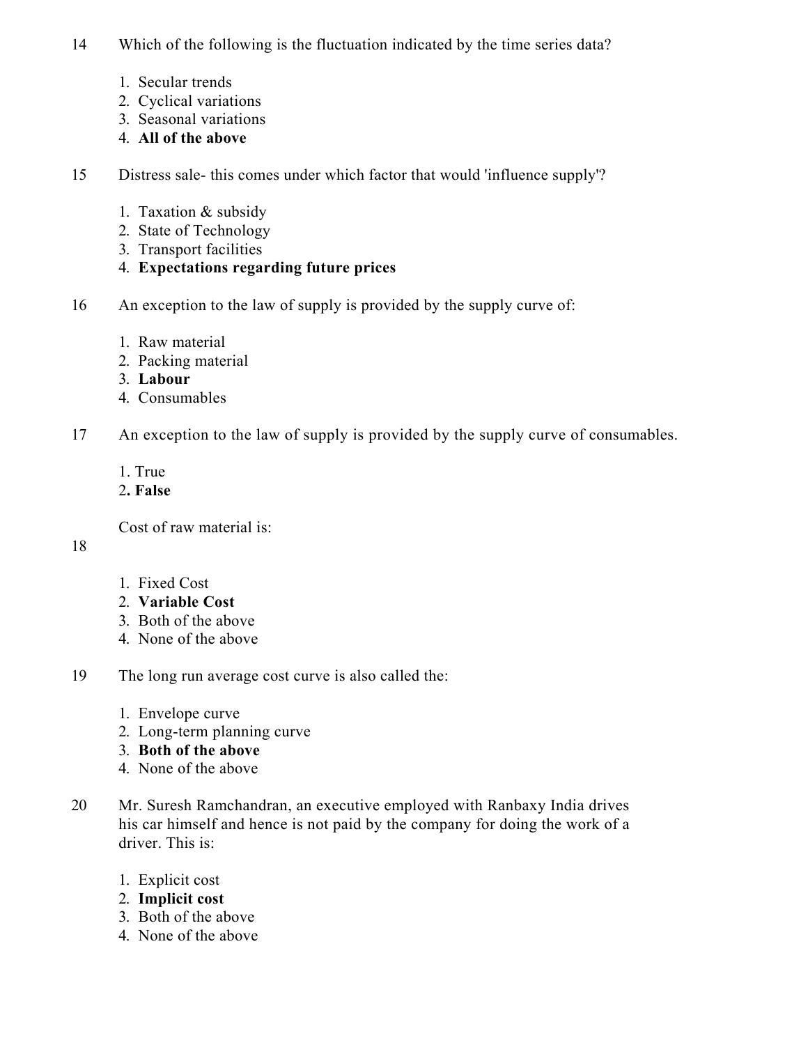14 Which of the following is the fluctuation indicated by the time series data?

1. Secular trends
2. Cyclical variations
3. Seasonal variations
4. **All of the above**

15 Distress sale- this comes under which factor that would 'influence supply'?

1. Taxation & subsidy
2. State of Technology
3. Transport facilities
4. **Expectations regarding future prices**

16 An exception to the law of supply is provided by the supply curve of:

1. Raw material
2. Packing material
3. **Labour**
4. Consumables

17 An exception to the law of supply is provided by the supply curve of consumables.

1. True
2. **False**

18 Cost of raw material is:

1. Fixed Cost
2. **Variable Cost**
3. Both of the above
4. None of the above

19 The long run average cost curve is also called the:

1. Envelope curve
2. Long-term planning curve
3. **Both of the above**
4. None of the above

20 Mr. Suresh Ramchandran, an executive employed with Ranbaxy India drives his car himself and hence is not paid by the company for doing the work of a driver. This is:

1. Explicit cost
2. **Implicit cost**
3. Both of the above
4. None of the above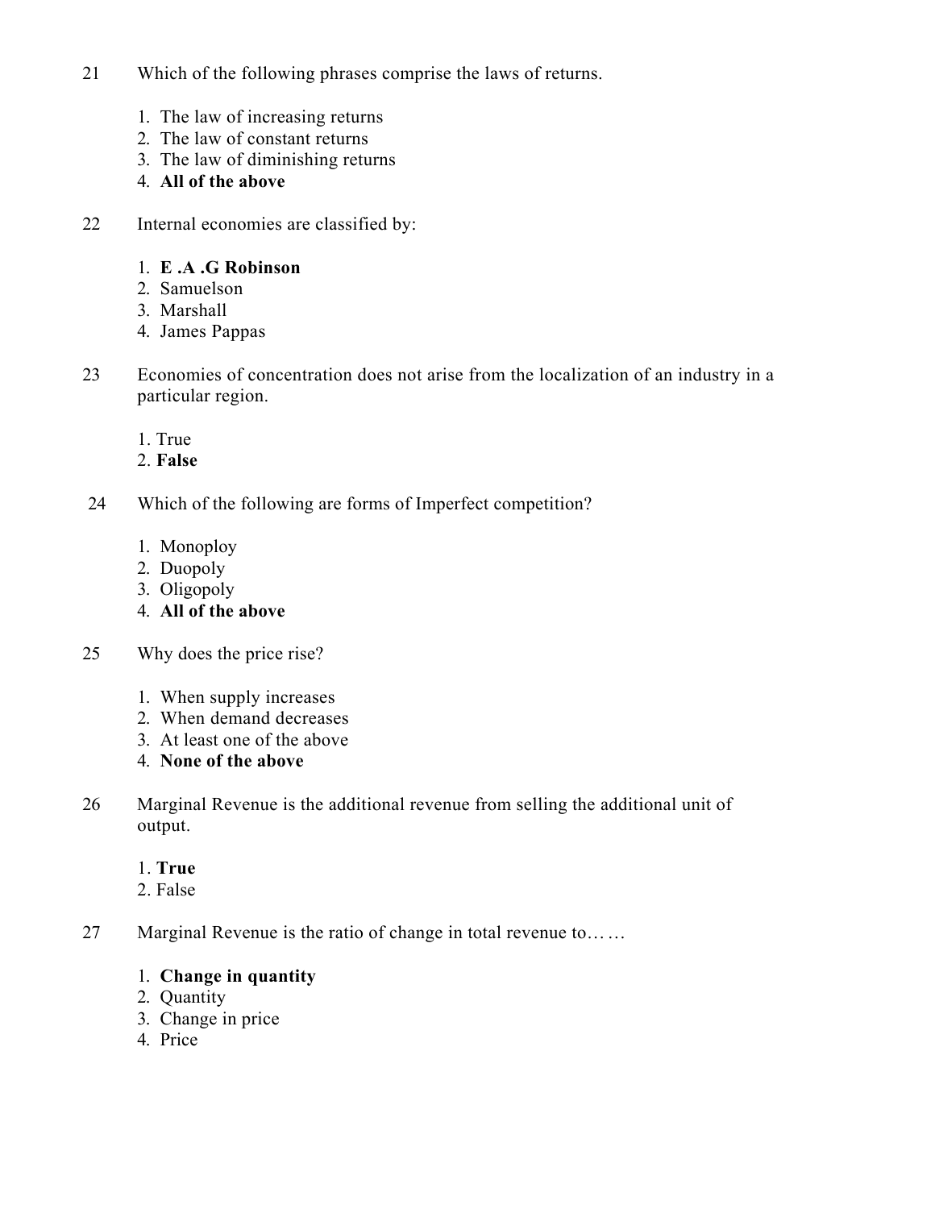21 Which of the following phrases comprise the laws of returns.

1. The law of increasing returns
2. The law of constant returns
3. The law of diminishing returns
4. **All of the above**

22 Internal economies are classified by:

1. **E .A .G Robinson**
2. Samuelson
3. Marshall
4. James Pappas

23 Economies of concentration does not arise from the localization of an industry in a particular region.

1. True
2. **False**

24 Which of the following are forms of Imperfect competition?

1. Monoploy
2. Duopoly
3. Oligopoly
4. **All of the above**

25 Why does the price rise?

1. When supply increases
2. When demand decreases
3. At least one of the above
4. **None of the above**

26 Marginal Revenue is the additional revenue from selling the additional unit of output.

1. **True**
2. False

27 Marginal Revenue is the ratio of change in total revenue to… …

1. **Change in quantity**
2. Quantity
3. Change in price
4. Price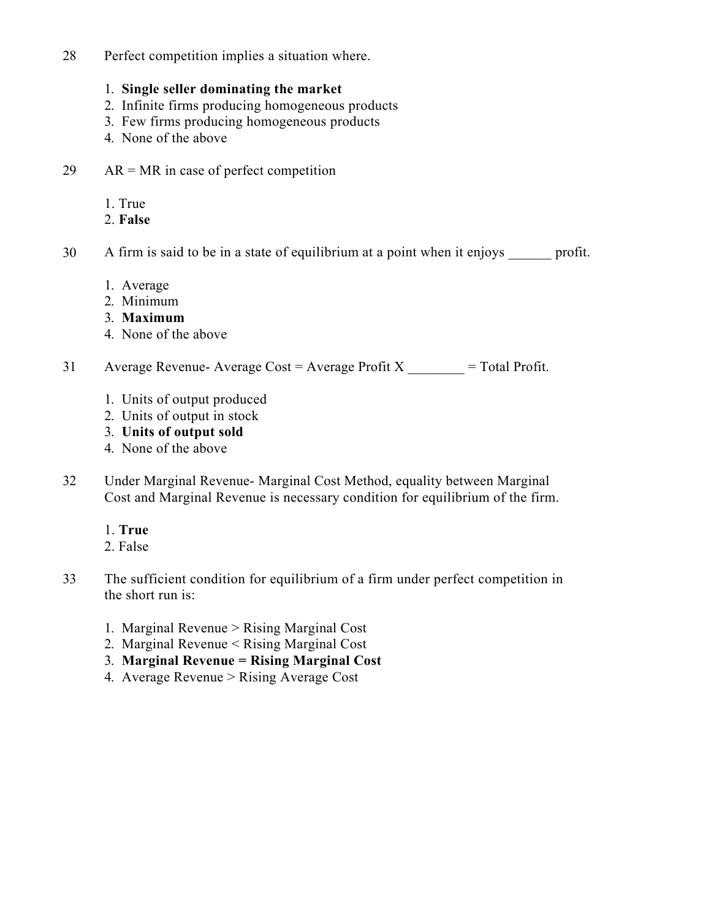28 Perfect competition implies a situation where.

1. **Single seller dominating the market**
2. Infinite firms producing homogeneous products
3. Few firms producing homogeneous products
4. None of the above

29 AR = MR in case of perfect competition

1. True
2. **False**

30 A firm is said to be in a state of equilibrium at a point when it enjoys ______ profit.

1. Average
2. Minimum
3. **Maximum**
4. None of the above

31 Average Revenue- Average Cost = Average Profit X ________ = Total Profit.

1. Units of output produced
2. Units of output in stock
3. **Units of output sold**
4. None of the above

32 Under Marginal Revenue- Marginal Cost Method, equality between Marginal Cost and Marginal Revenue is necessary condition for equilibrium of the firm.

1. **True**
2. False

33 The sufficient condition for equilibrium of a firm under perfect competition in the short run is:

1. Marginal Revenue > Rising Marginal Cost
2. Marginal Revenue < Rising Marginal Cost
3. **Marginal Revenue = Rising Marginal Cost**
4. Average Revenue > Rising Average Cost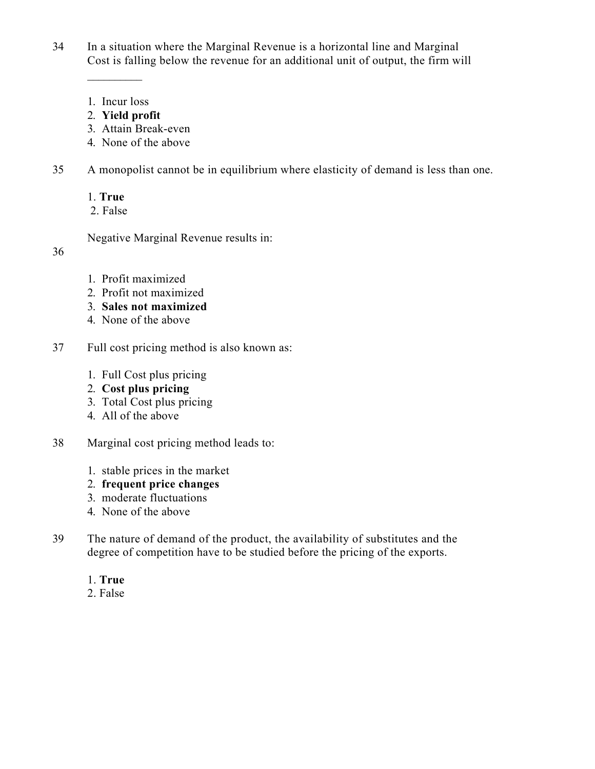34 In a situation where the Marginal Revenue is a horizontal line and Marginal Cost is falling below the revenue for an additional unit of output, the firm will _________

1. Incur loss
2. **Yield profit**
3. Attain Break-even
4. None of the above

35 A monopolist cannot be in equilibrium where elasticity of demand is less than one.

1. **True**
2. False

36 Negative Marginal Revenue results in:

1. Profit maximized
2. Profit not maximized
3. **Sales not maximized**
4. None of the above

37 Full cost pricing method is also known as:

1. Full Cost plus pricing
2. **Cost plus pricing**
3. Total Cost plus pricing
4. All of the above

38 Marginal cost pricing method leads to:

1. stable prices in the market
2. **frequent price changes**
3. moderate fluctuations
4. None of the above

39 The nature of demand of the product, the availability of substitutes and the degree of competition have to be studied before the pricing of the exports.

1. **True**
2. False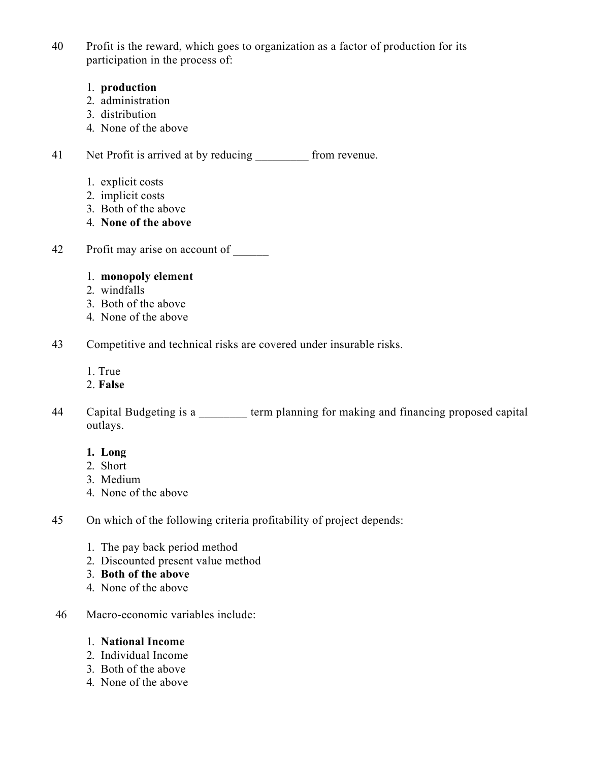40 Profit is the reward, which goes to organization as a factor of production for its participation in the process of:

1. **production**
2. administration
3. distribution
4. None of the above

41 Net Profit is arrived at by reducing _________ from revenue.

1. explicit costs
2. implicit costs
3. Both of the above
4. **None of the above**

42 Profit may arise on account of ______

1. **monopoly element**
2. windfalls
3. Both of the above
4. None of the above

43 Competitive and technical risks are covered under insurable risks.

1. True
2. **False**

44 Capital Budgeting is a ________ term planning for making and financing proposed capital outlays.

1. **Long**
2. Short
3. Medium
4. None of the above

45 On which of the following criteria profitability of project depends:

1. The pay back period method
2. Discounted present value method
3. **Both of the above**
4. None of the above

46 Macro-economic variables include:

1. **National Income**
2. Individual Income
3. Both of the above
4. None of the above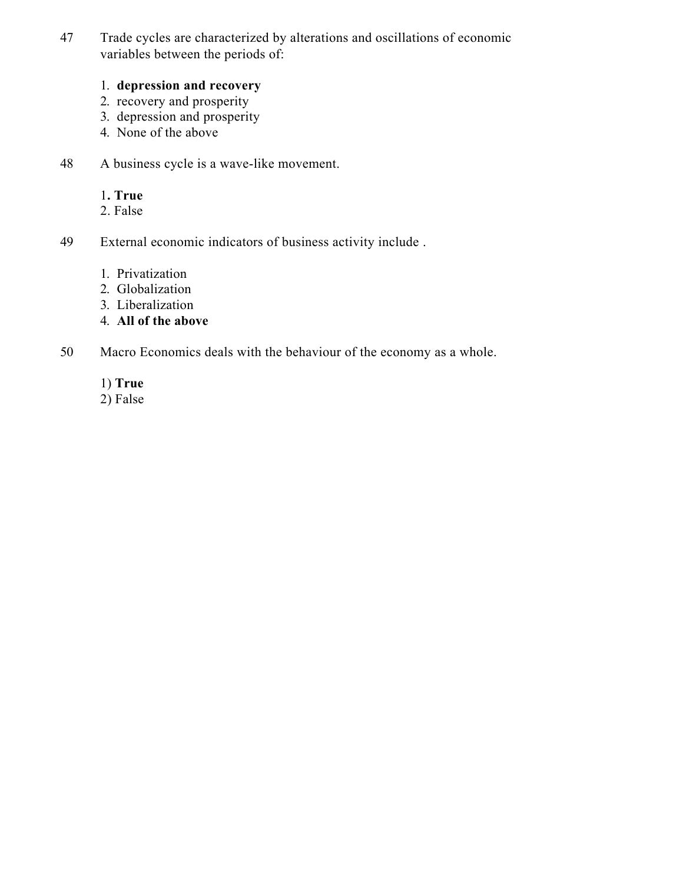47 Trade cycles are characterized by alterations and oscillations of economic variables between the periods of:

1. **depression and recovery**
2. recovery and prosperity
3. depression and prosperity
4. None of the above

48 A business cycle is a wave-like movement.

1**. True**
2. False

49 External economic indicators of business activity include .

1. Privatization
2. Globalization
3. Liberalization
4. **All of the above**

50 Macro Economics deals with the behaviour of the economy as a whole.

1) **True**
2) False